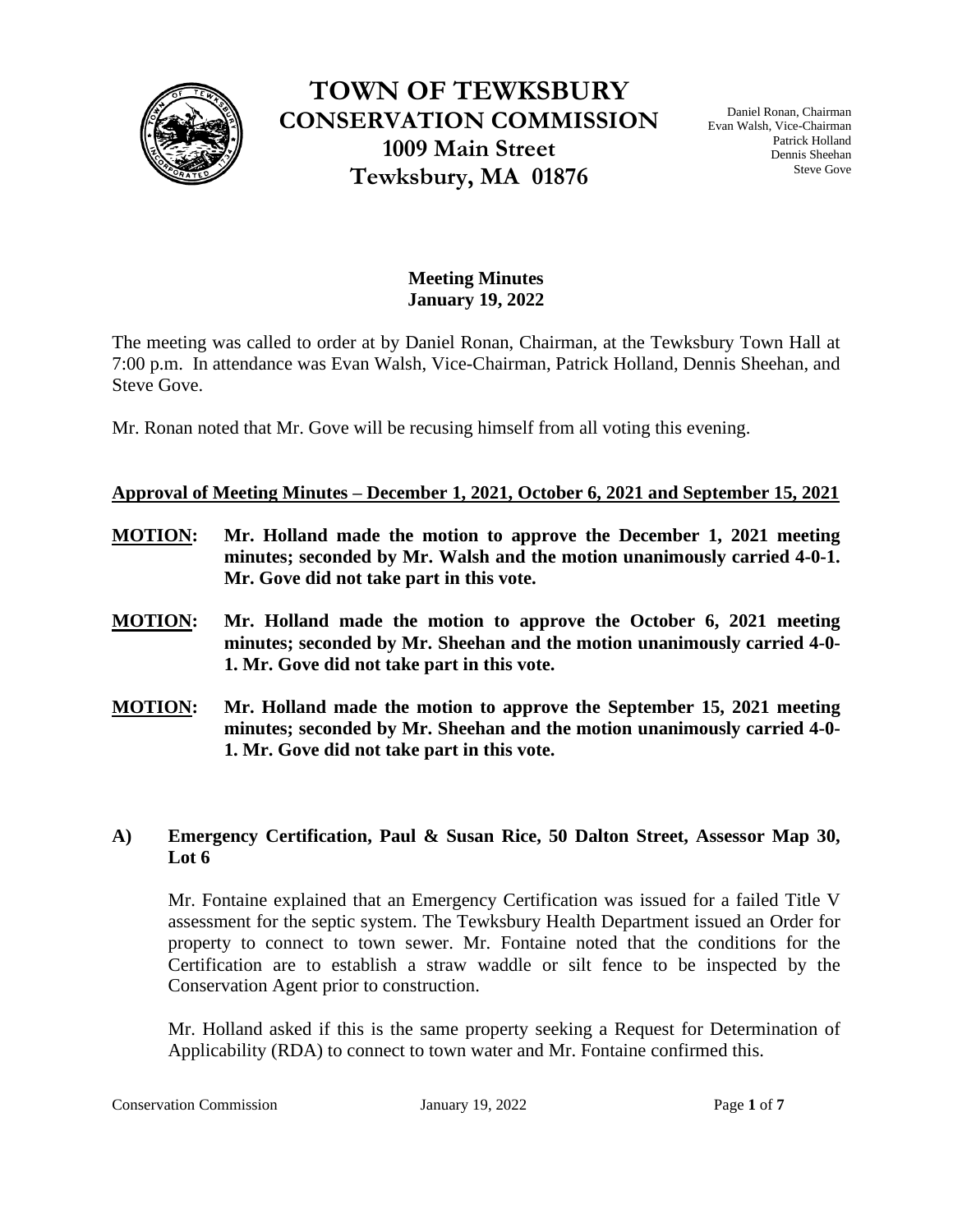# TOWN OF TEWKSBURY
## CONSERVATION COMMISSION
### 1009 Main Street
### Tewksbury, MA 01876

Daniel Ronan, Chairman
Evan Walsh, Vice-Chairman
Patrick Holland
Dennis Sheehan
Steve Gove

**Meeting Minutes**
**January 19, 2022**

The meeting was called to order at by Daniel Ronan, Chairman, at the Tewksbury Town Hall at 7:00 p.m. In attendance was Evan Walsh, Vice-Chairman, Patrick Holland, Dennis Sheehan, and Steve Gove.

Mr. Ronan noted that Mr. Gove will be recusing himself from all voting this evening.

**Approval of Meeting Minutes – December 1, 2021, October 6, 2021 and September 15, 2021**

**MOTION: Mr. Holland made the motion to approve the December 1, 2021 meeting minutes; seconded by Mr. Walsh and the motion unanimously carried 4-0-1. Mr. Gove did not take part in this vote.**

**MOTION: Mr. Holland made the motion to approve the October 6, 2021 meeting minutes; seconded by Mr. Sheehan and the motion unanimously carried 4-0-1. Mr. Gove did not take part in this vote.**

**MOTION: Mr. Holland made the motion to approve the September 15, 2021 meeting minutes; seconded by Mr. Sheehan and the motion unanimously carried 4-0-1. Mr. Gove did not take part in this vote.**

### A) Emergency Certification, Paul & Susan Rice, 50 Dalton Street, Assessor Map 30, Lot 6

Mr. Fontaine explained that an Emergency Certification was issued for a failed Title V assessment for the septic system. The Tewksbury Health Department issued an Order for property to connect to town sewer. Mr. Fontaine noted that the conditions for the Certification are to establish a straw waddle or silt fence to be inspected by the Conservation Agent prior to construction.

Mr. Holland asked if this is the same property seeking a Request for Determination of Applicability (RDA) to connect to town water and Mr. Fontaine confirmed this.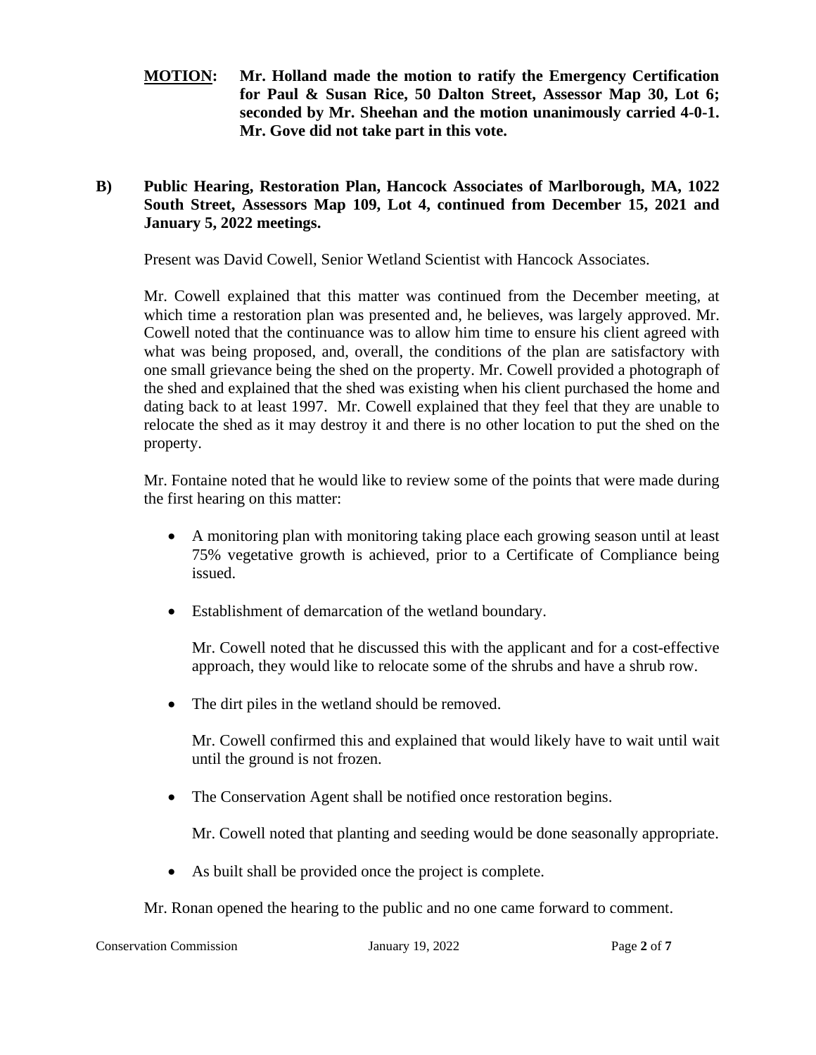**MOTION: Mr. Holland made the motion to ratify the Emergency Certification for Paul & Susan Rice, 50 Dalton Street, Assessor Map 30, Lot 6; seconded by Mr. Sheehan and the motion unanimously carried 4-0-1. Mr. Gove did not take part in this vote.**

**B) Public Hearing, Restoration Plan, Hancock Associates of Marlborough, MA, 1022 South Street, Assessors Map 109, Lot 4, continued from December 15, 2021 and January 5, 2022 meetings.**

Present was David Cowell, Senior Wetland Scientist with Hancock Associates.

Mr. Cowell explained that this matter was continued from the December meeting, at which time a restoration plan was presented and, he believes, was largely approved. Mr. Cowell noted that the continuance was to allow him time to ensure his client agreed with what was being proposed, and, overall, the conditions of the plan are satisfactory with one small grievance being the shed on the property. Mr. Cowell provided a photograph of the shed and explained that the shed was existing when his client purchased the home and dating back to at least 1997. Mr. Cowell explained that they feel that they are unable to relocate the shed as it may destroy it and there is no other location to put the shed on the property.

Mr. Fontaine noted that he would like to review some of the points that were made during the first hearing on this matter:

- A monitoring plan with monitoring taking place each growing season until at least 75% vegetative growth is achieved, prior to a Certificate of Compliance being issued.
- Establishment of demarcation of the wetland boundary.

  Mr. Cowell noted that he discussed this with the applicant and for a cost-effective approach, they would like to relocate some of the shrubs and have a shrub row.
- The dirt piles in the wetland should be removed.

  Mr. Cowell confirmed this and explained that would likely have to wait until wait until the ground is not frozen.
- The Conservation Agent shall be notified once restoration begins.

  Mr. Cowell noted that planting and seeding would be done seasonally appropriate.
- As built shall be provided once the project is complete.

Mr. Ronan opened the hearing to the public and no one came forward to comment.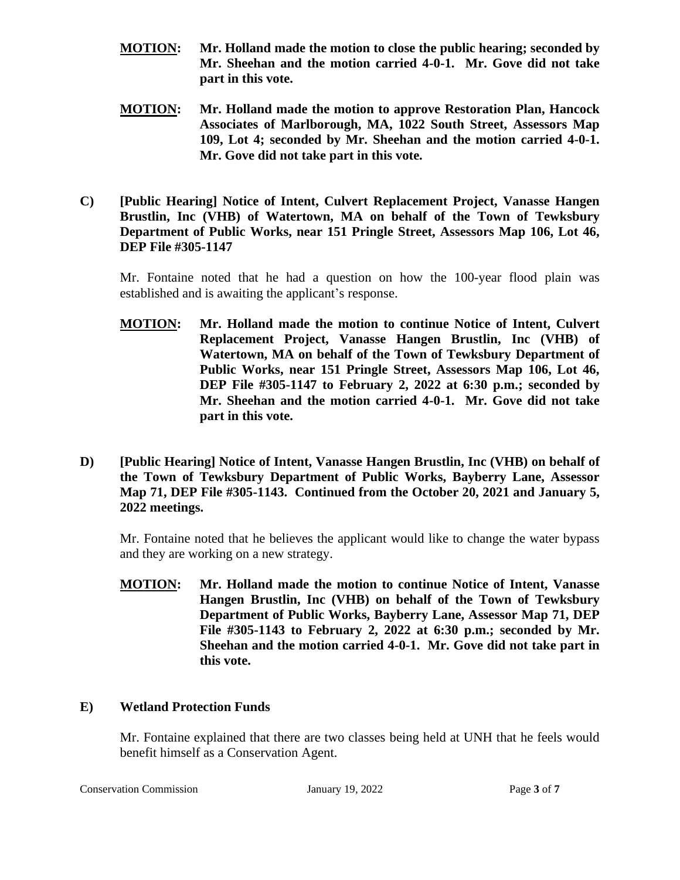**MOTION:** **Mr. Holland made the motion to close the public hearing; seconded by Mr. Sheehan and the motion carried 4-0-1. Mr. Gove did not take part in this vote.**

**MOTION:** **Mr. Holland made the motion to approve Restoration Plan, Hancock Associates of Marlborough, MA, 1022 South Street, Assessors Map 109, Lot 4; seconded by Mr. Sheehan and the motion carried 4-0-1. Mr. Gove did not take part in this vote.**

**C) [Public Hearing] Notice of Intent, Culvert Replacement Project, Vanasse Hangen Brustlin, Inc (VHB) of Watertown, MA on behalf of the Town of Tewksbury Department of Public Works, near 151 Pringle Street, Assessors Map 106, Lot 46, DEP File #305-1147**

Mr. Fontaine noted that he had a question on how the 100-year flood plain was established and is awaiting the applicant's response.

**MOTION:** **Mr. Holland made the motion to continue Notice of Intent, Culvert Replacement Project, Vanasse Hangen Brustlin, Inc (VHB) of Watertown, MA on behalf of the Town of Tewksbury Department of Public Works, near 151 Pringle Street, Assessors Map 106, Lot 46, DEP File #305-1147 to February 2, 2022 at 6:30 p.m.; seconded by Mr. Sheehan and the motion carried 4-0-1. Mr. Gove did not take part in this vote.**

**D) [Public Hearing] Notice of Intent, Vanasse Hangen Brustlin, Inc (VHB) on behalf of the Town of Tewksbury Department of Public Works, Bayberry Lane, Assessor Map 71, DEP File #305-1143. Continued from the October 20, 2021 and January 5, 2022 meetings.**

Mr. Fontaine noted that he believes the applicant would like to change the water bypass and they are working on a new strategy.

**MOTION:** **Mr. Holland made the motion to continue Notice of Intent, Vanasse Hangen Brustlin, Inc (VHB) on behalf of the Town of Tewksbury Department of Public Works, Bayberry Lane, Assessor Map 71, DEP File #305-1143 to February 2, 2022 at 6:30 p.m.; seconded by Mr. Sheehan and the motion carried 4-0-1. Mr. Gove did not take part in this vote.**

**E) Wetland Protection Funds**

Mr. Fontaine explained that there are two classes being held at UNH that he feels would benefit himself as a Conservation Agent.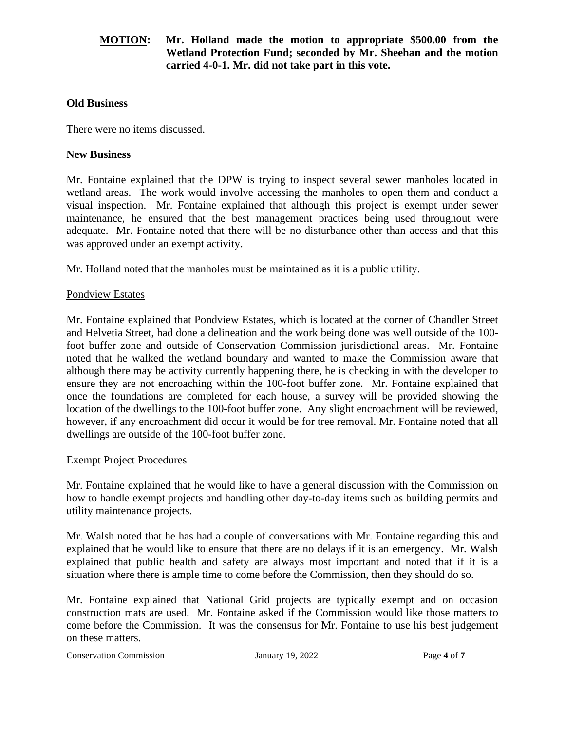**MOTION: Mr. Holland made the motion to appropriate $500.00 from the Wetland Protection Fund; seconded by Mr. Sheehan and the motion carried 4-0-1. Mr. did not take part in this vote.**

**Old Business**

There were no items discussed.

**New Business**

Mr. Fontaine explained that the DPW is trying to inspect several sewer manholes located in wetland areas. The work would involve accessing the manholes to open them and conduct a visual inspection. Mr. Fontaine explained that although this project is exempt under sewer maintenance, he ensured that the best management practices being used throughout were adequate. Mr. Fontaine noted that there will be no disturbance other than access and that this was approved under an exempt activity.

Mr. Holland noted that the manholes must be maintained as it is a public utility.

<u>Pondview Estates</u>

Mr. Fontaine explained that Pondview Estates, which is located at the corner of Chandler Street and Helvetia Street, had done a delineation and the work being done was well outside of the 100-foot buffer zone and outside of Conservation Commission jurisdictional areas. Mr. Fontaine noted that he walked the wetland boundary and wanted to make the Commission aware that although there may be activity currently happening there, he is checking in with the developer to ensure they are not encroaching within the 100-foot buffer zone. Mr. Fontaine explained that once the foundations are completed for each house, a survey will be provided showing the location of the dwellings to the 100-foot buffer zone. Any slight encroachment will be reviewed, however, if any encroachment did occur it would be for tree removal. Mr. Fontaine noted that all dwellings are outside of the 100-foot buffer zone.

<u>Exempt Project Procedures</u>

Mr. Fontaine explained that he would like to have a general discussion with the Commission on how to handle exempt projects and handling other day-to-day items such as building permits and utility maintenance projects.

Mr. Walsh noted that he has had a couple of conversations with Mr. Fontaine regarding this and explained that he would like to ensure that there are no delays if it is an emergency. Mr. Walsh explained that public health and safety are always most important and noted that if it is a situation where there is ample time to come before the Commission, then they should do so.

Mr. Fontaine explained that National Grid projects are typically exempt and on occasion construction mats are used. Mr. Fontaine asked if the Commission would like those matters to come before the Commission. It was the consensus for Mr. Fontaine to use his best judgement on these matters.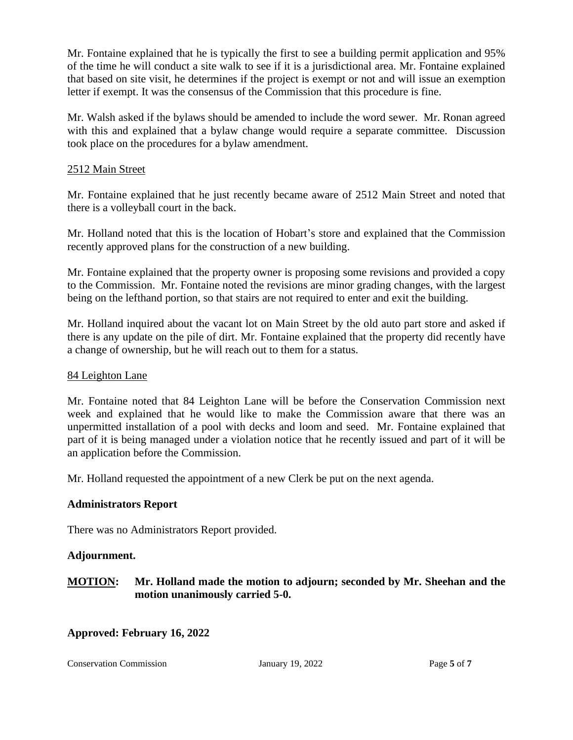Mr. Fontaine explained that he is typically the first to see a building permit application and 95% of the time he will conduct a site walk to see if it is a jurisdictional area. Mr. Fontaine explained that based on site visit, he determines if the project is exempt or not and will issue an exemption letter if exempt. It was the consensus of the Commission that this procedure is fine.

Mr. Walsh asked if the bylaws should be amended to include the word sewer. Mr. Ronan agreed with this and explained that a bylaw change would require a separate committee. Discussion took place on the procedures for a bylaw amendment.

<u>2512 Main Street</u>

Mr. Fontaine explained that he just recently became aware of 2512 Main Street and noted that there is a volleyball court in the back.

Mr. Holland noted that this is the location of Hobart's store and explained that the Commission recently approved plans for the construction of a new building.

Mr. Fontaine explained that the property owner is proposing some revisions and provided a copy to the Commission. Mr. Fontaine noted the revisions are minor grading changes, with the largest being on the lefthand portion, so that stairs are not required to enter and exit the building.

Mr. Holland inquired about the vacant lot on Main Street by the old auto part store and asked if there is any update on the pile of dirt. Mr. Fontaine explained that the property did recently have a change of ownership, but he will reach out to them for a status.

<u>84 Leighton Lane</u>

Mr. Fontaine noted that 84 Leighton Lane will be before the Conservation Commission next week and explained that he would like to make the Commission aware that there was an unpermitted installation of a pool with decks and loom and seed. Mr. Fontaine explained that part of it is being managed under a violation notice that he recently issued and part of it will be an application before the Commission.

Mr. Holland requested the appointment of a new Clerk be put on the next agenda.

**Administrators Report**

There was no Administrators Report provided.

**Adjournment.**

**<u>MOTION</u>: Mr. Holland made the motion to adjourn; seconded by Mr. Sheehan and the motion unanimously carried 5-0.**

**Approved: February 16, 2022**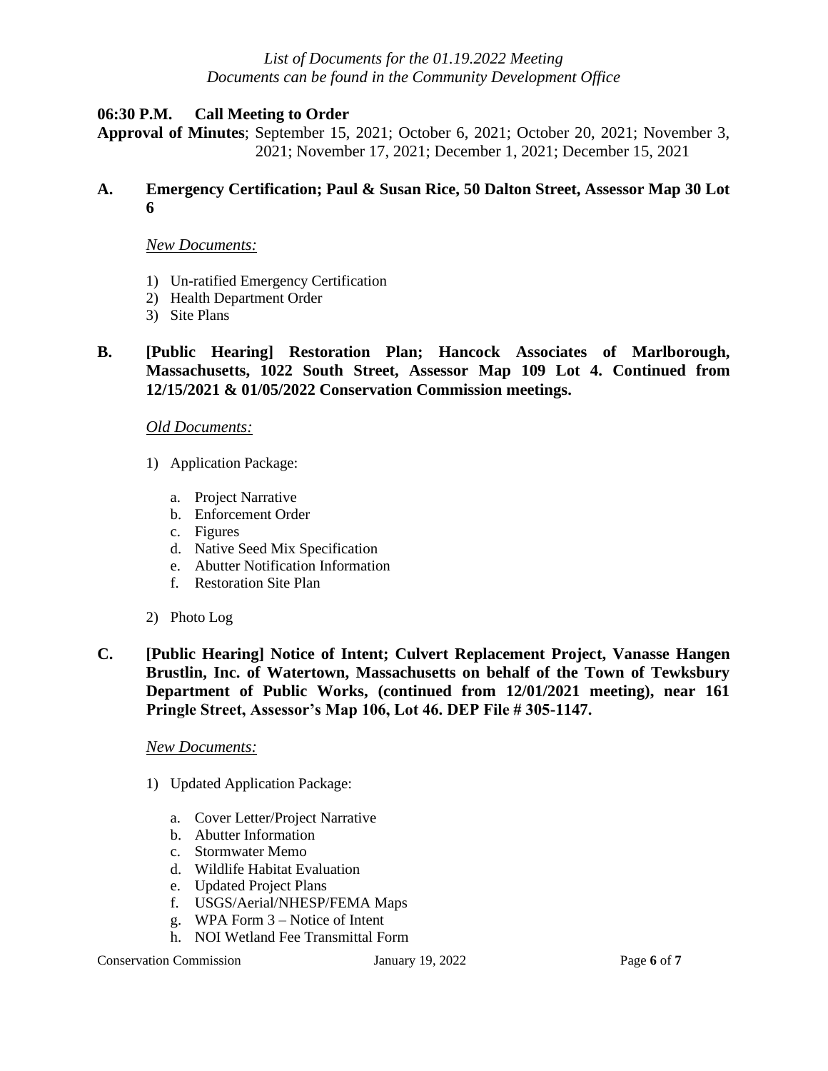*List of Documents for the 01.19.2022 Meeting*
*Documents can be found in the Community Development Office*

**06:30 P.M. Call Meeting to Order**

**Approval of Minutes**; September 15, 2021; October 6, 2021; October 20, 2021; November 3, 2021; November 17, 2021; December 1, 2021; December 15, 2021

## A. Emergency Certification; Paul & Susan Rice, 50 Dalton Street, Assessor Map 30 Lot 6

*New Documents:*

1) Un-ratified Emergency Certification
2) Health Department Order
3) Site Plans

## B. [Public Hearing] Restoration Plan; Hancock Associates of Marlborough, Massachusetts, 1022 South Street, Assessor Map 109 Lot 4. Continued from 12/15/2021 & 01/05/2022 Conservation Commission meetings.

*Old Documents:*

1) Application Package:
   a. Project Narrative
   b. Enforcement Order
   c. Figures
   d. Native Seed Mix Specification
   e. Abutter Notification Information
   f. Restoration Site Plan
2) Photo Log

## C. [Public Hearing] Notice of Intent; Culvert Replacement Project, Vanasse Hangen Brustlin, Inc. of Watertown, Massachusetts on behalf of the Town of Tewksbury Department of Public Works, (continued from 12/01/2021 meeting), near 161 Pringle Street, Assessor's Map 106, Lot 46. DEP File # 305-1147.

*New Documents:*

1) Updated Application Package:
   a. Cover Letter/Project Narrative
   b. Abutter Information
   c. Stormwater Memo
   d. Wildlife Habitat Evaluation
   e. Updated Project Plans
   f. USGS/Aerial/NHESP/FEMA Maps
   g. WPA Form 3 – Notice of Intent
   h. NOI Wetland Fee Transmittal Form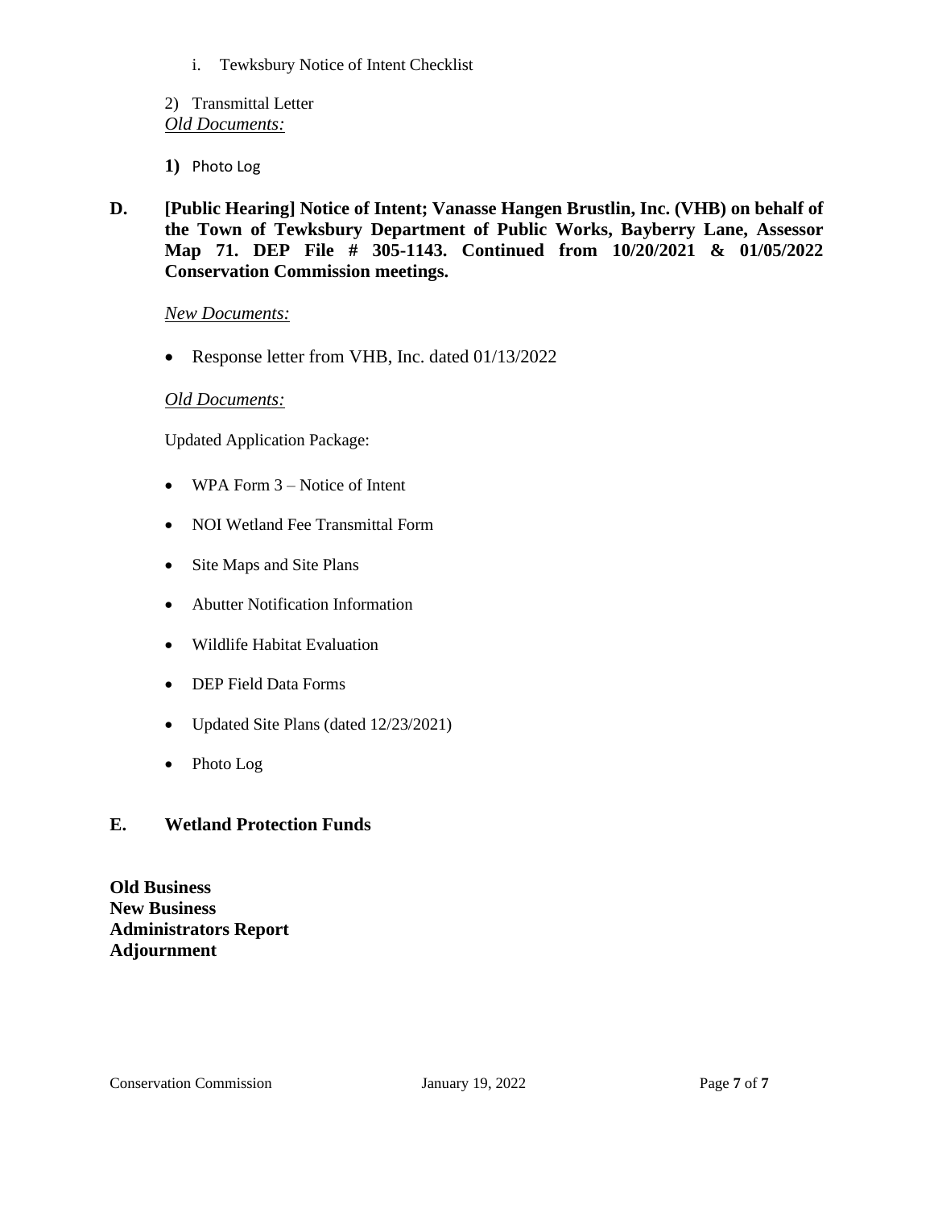i. Tewksbury Notice of Intent Checklist

2) Transmittal Letter

*Old Documents:*

1) Photo Log

**D. [Public Hearing] Notice of Intent; Vanasse Hangen Brustlin, Inc. (VHB) on behalf of the Town of Tewksbury Department of Public Works, Bayberry Lane, Assessor Map 71. DEP File # 305-1143. Continued from 10/20/2021 & 01/05/2022 Conservation Commission meetings.**

*New Documents:*

- Response letter from VHB, Inc. dated 01/13/2022

*Old Documents:*

Updated Application Package:

- WPA Form 3 – Notice of Intent
- NOI Wetland Fee Transmittal Form
- Site Maps and Site Plans
- Abutter Notification Information
- Wildlife Habitat Evaluation
- DEP Field Data Forms
- Updated Site Plans (dated 12/23/2021)
- Photo Log

**E. Wetland Protection Funds**

**Old Business**
**New Business**
**Administrators Report**
**Adjournment**